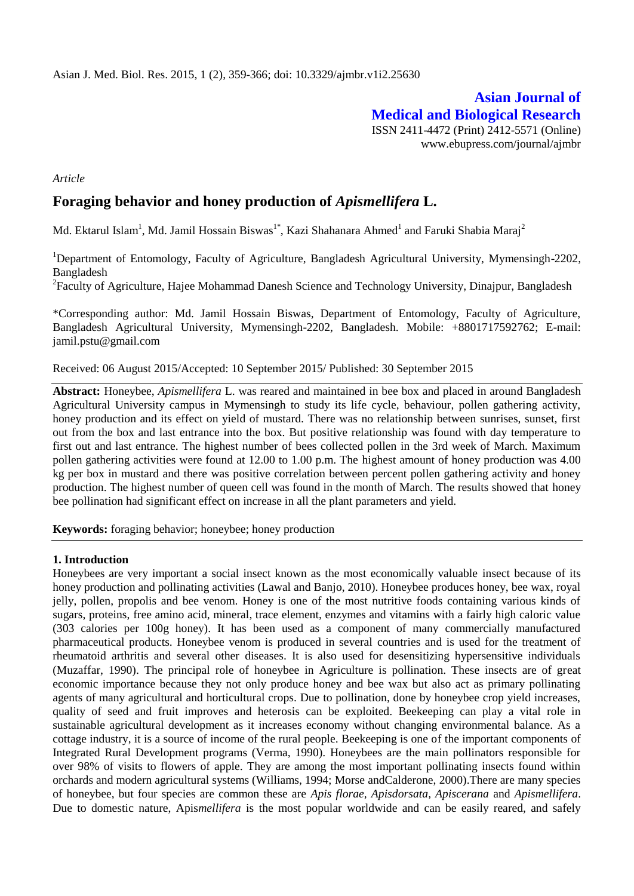Asian J. Med. Biol. Res. 2015, 1 (2), 359-366; doi: 10.3329/ajmbr.v1i2.25630

**Asian Journal of Medical and Biological Research**

ISSN 2411-4472 (Print) 2412-5571 (Online)
www.ebupress.com/journal/ajmbr

*Article*

# Foraging behavior and honey production of *Apismellifera* L.

Md. Ektarul Islam[1], Md. Jamil Hossain Biswas[1*], Kazi Shahanara Ahmed[1] and Faruki Shabia Maraj[2]

[1]Department of Entomology, Faculty of Agriculture, Bangladesh Agricultural University, Mymensingh-2202, Bangladesh

[2]Faculty of Agriculture, Hajee Mohammad Danesh Science and Technology University, Dinajpur, Bangladesh

*Corresponding author: Md. Jamil Hossain Biswas, Department of Entomology, Faculty of Agriculture, Bangladesh Agricultural University, Mymensingh-2202, Bangladesh. Mobile: +8801717592762; E-mail: jamil.pstu@gmail.com

Received: 06 August 2015/Accepted: 10 September 2015/ Published: 30 September 2015

**Abstract:** Honeybee, *Apismellifera* L. was reared and maintained in bee box and placed in around Bangladesh Agricultural University campus in Mymensingh to study its life cycle, behaviour, pollen gathering activity, honey production and its effect on yield of mustard. There was no relationship between sunrises, sunset, first out from the box and last entrance into the box. But positive relationship was found with day temperature to first out and last entrance. The highest number of bees collected pollen in the 3rd week of March. Maximum pollen gathering activities were found at 12.00 to 1.00 p.m. The highest amount of honey production was 4.00 kg per box in mustard and there was positive correlation between percent pollen gathering activity and honey production. The highest number of queen cell was found in the month of March. The results showed that honey bee pollination had significant effect on increase in all the plant parameters and yield.

**Keywords:** foraging behavior; honeybee; honey production

## 1. Introduction

Honeybees are very important a social insect known as the most economically valuable insect because of its honey production and pollinating activities (Lawal and Banjo, 2010). Honeybee produces honey, bee wax, royal jelly, pollen, propolis and bee venom. Honey is one of the most nutritive foods containing various kinds of sugars, proteins, free amino acid, mineral, trace element, enzymes and vitamins with a fairly high caloric value (303 calories per 100g honey). It has been used as a component of many commercially manufactured pharmaceutical products. Honeybee venom is produced in several countries and is used for the treatment of rheumatoid arthritis and several other diseases. It is also used for desensitizing hypersensitive individuals (Muzaffar, 1990). The principal role of honeybee in Agriculture is pollination. These insects are of great economic importance because they not only produce honey and bee wax but also act as primary pollinating agents of many agricultural and horticultural crops. Due to pollination, done by honeybee crop yield increases, quality of seed and fruit improves and heterosis can be exploited. Beekeeping can play a vital role in sustainable agricultural development as it increases economy without changing environmental balance. As a cottage industry, it is a source of income of the rural people. Beekeeping is one of the important components of Integrated Rural Development programs (Verma, 1990). Honeybees are the main pollinators responsible for over 98% of visits to flowers of apple. They are among the most important pollinating insects found within orchards and modern agricultural systems (Williams, 1994; Morse andCalderone, 2000).There are many species of honeybee, but four species are common these are *Apis florae, Apisdorsata, Apiscerana* and *Apismellifera*. Due to domestic nature, Apis*mellifera* is the most popular worldwide and can be easily reared, and safely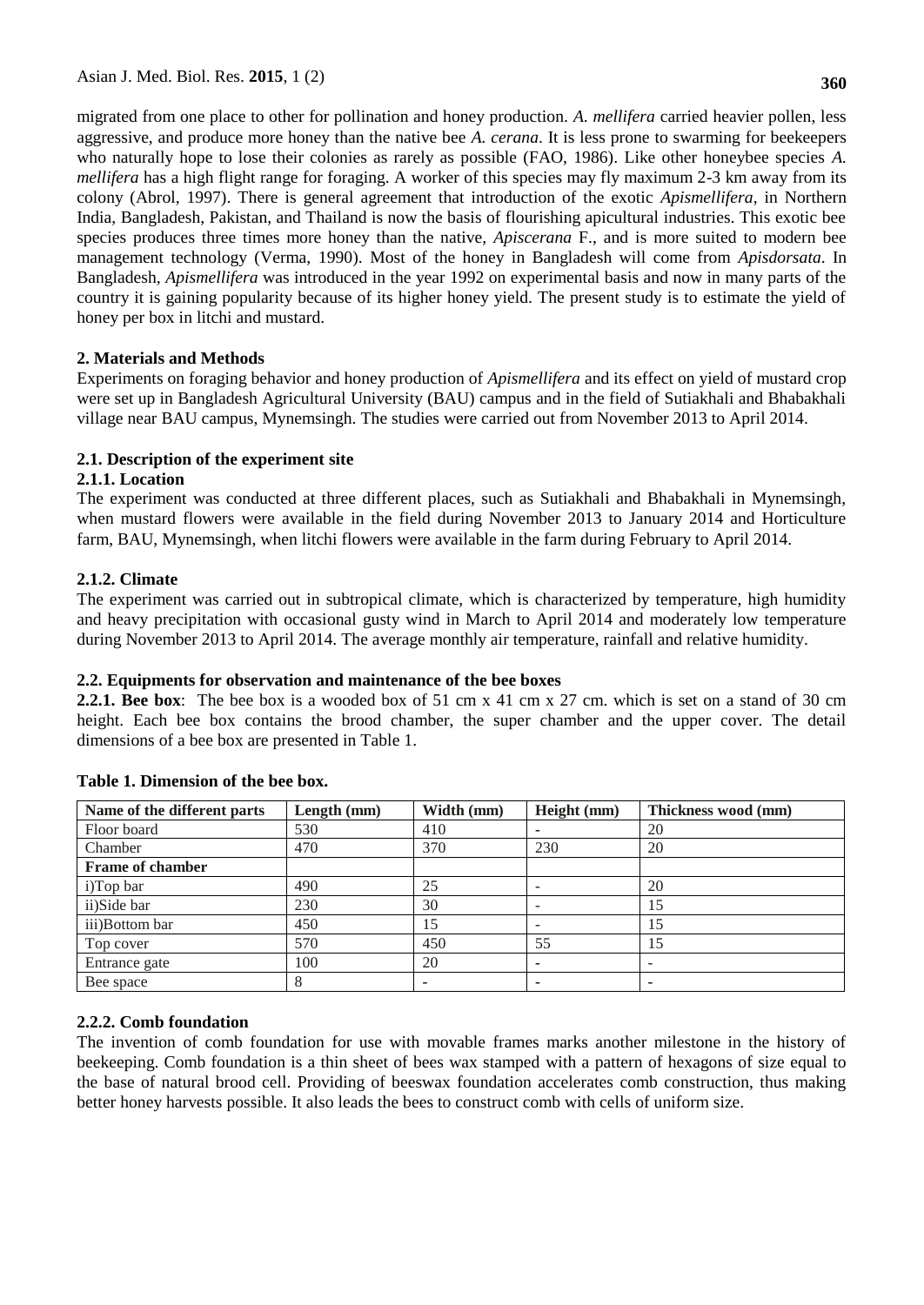migrated from one place to other for pollination and honey production. *A. mellifera* carried heavier pollen, less aggressive, and produce more honey than the native bee *A. cerana*. It is less prone to swarming for beekeepers who naturally hope to lose their colonies as rarely as possible (FAO, 1986). Like other honeybee species *A. mellifera* has a high flight range for foraging. A worker of this species may fly maximum 2-3 km away from its colony (Abrol, 1997). There is general agreement that introduction of the exotic *Apismellifera*, in Northern India, Bangladesh, Pakistan, and Thailand is now the basis of flourishing apicultural industries. This exotic bee species produces three times more honey than the native, *Apiscerana* F., and is more suited to modern bee management technology (Verma, 1990). Most of the honey in Bangladesh will come from *Apisdorsata*. In Bangladesh, *Apismellifera* was introduced in the year 1992 on experimental basis and now in many parts of the country it is gaining popularity because of its higher honey yield. The present study is to estimate the yield of honey per box in litchi and mustard.

## 2. Materials and Methods

Experiments on foraging behavior and honey production of *Apismellifera* and its effect on yield of mustard crop were set up in Bangladesh Agricultural University (BAU) campus and in the field of Sutiakhali and Bhabakhali village near BAU campus, Mynemsingh. The studies were carried out from November 2013 to April 2014.

### 2.1. Description of the experiment site

#### 2.1.1. Location

The experiment was conducted at three different places, such as Sutiakhali and Bhabakhali in Mynemsingh, when mustard flowers were available in the field during November 2013 to January 2014 and Horticulture farm, BAU, Mynemsingh, when litchi flowers were available in the farm during February to April 2014.

#### 2.1.2. Climate

The experiment was carried out in subtropical climate, which is characterized by temperature, high humidity and heavy precipitation with occasional gusty wind in March to April 2014 and moderately low temperature during November 2013 to April 2014. The average monthly air temperature, rainfall and relative humidity.

### 2.2. Equipments for observation and maintenance of the bee boxes

**2.2.1. Bee box**: The bee box is a wooded box of 51 cm x 41 cm x 27 cm. which is set on a stand of 30 cm height. Each bee box contains the brood chamber, the super chamber and the upper cover. The detail dimensions of a bee box are presented in Table 1.

**Table 1. Dimension of the bee box.**

| Name of the different parts | Length (mm) | Width (mm) | Height (mm) | Thickness wood (mm) |
|---|---|---|---|---|
| Floor board | 530 | 410 | - | 20 |
| Chamber | 470 | 370 | 230 | 20 |
| **Frame of chamber** | | | | |
| i)Top bar | 490 | 25 | - | 20 |
| ii)Side bar | 230 | 30 | - | 15 |
| iii)Bottom bar | 450 | 15 | - | 15 |
| Top cover | 570 | 450 | 55 | 15 |
| Entrance gate | 100 | 20 | - | - |
| Bee space | 8 | - | - | - |

#### 2.2.2. Comb foundation

The invention of comb foundation for use with movable frames marks another milestone in the history of beekeeping. Comb foundation is a thin sheet of bees wax stamped with a pattern of hexagons of size equal to the base of natural brood cell. Providing of beeswax foundation accelerates comb construction, thus making better honey harvests possible. It also leads the bees to construct comb with cells of uniform size.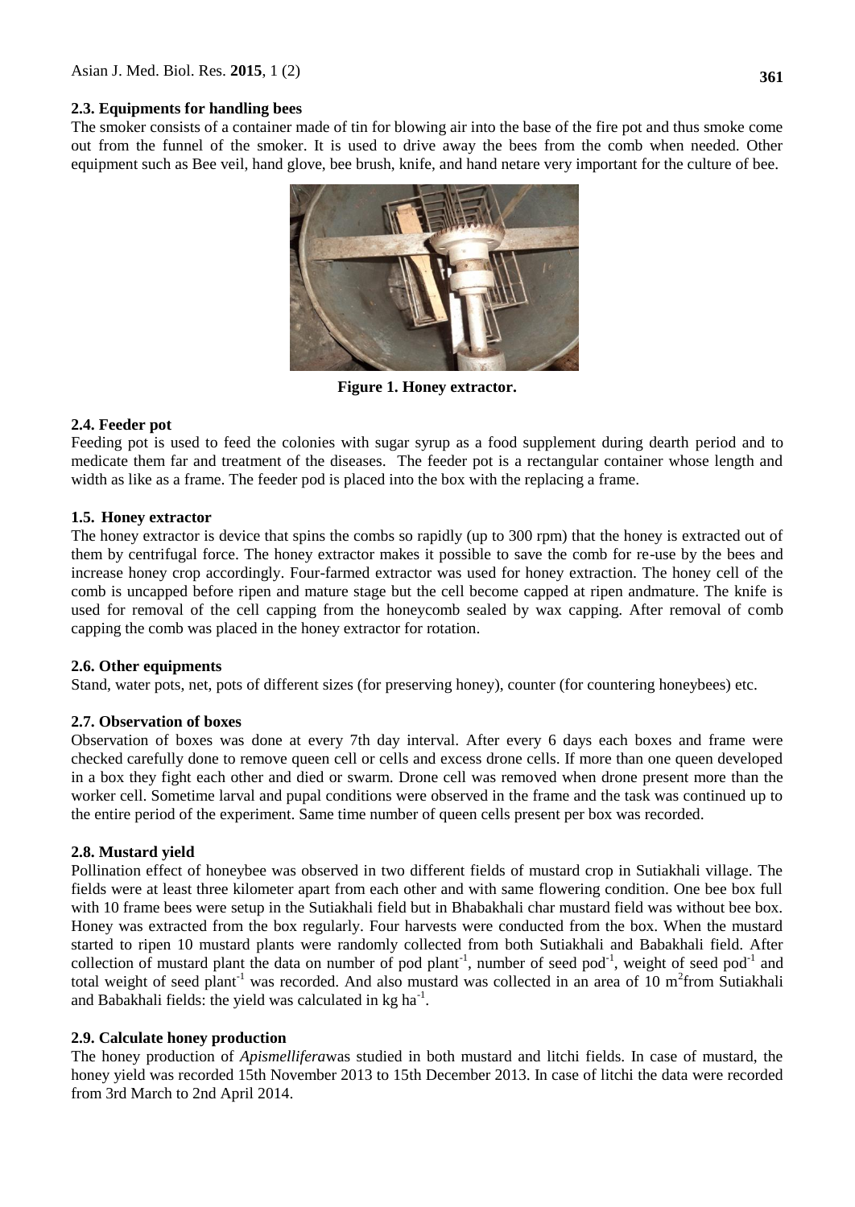### 2.3. Equipments for handling bees

The smoker consists of a container made of tin for blowing air into the base of the fire pot and thus smoke come out from the funnel of the smoker. It is used to drive away the bees from the comb when needed. Other equipment such as Bee veil, hand glove, bee brush, knife, and hand netare very important for the culture of bee.

**Figure 1. Honey extractor.**

### 2.4. Feeder pot

Feeding pot is used to feed the colonies with sugar syrup as a food supplement during dearth period and to medicate them far and treatment of the diseases. The feeder pot is a rectangular container whose length and width as like as a frame. The feeder pod is placed into the box with the replacing a frame.

### 1.5. Honey extractor

The honey extractor is device that spins the combs so rapidly (up to 300 rpm) that the honey is extracted out of them by centrifugal force. The honey extractor makes it possible to save the comb for re-use by the bees and increase honey crop accordingly. Four-farmed extractor was used for honey extraction. The honey cell of the comb is uncapped before ripen and mature stage but the cell become capped at ripen andmature. The knife is used for removal of the cell capping from the honeycomb sealed by wax capping. After removal of comb capping the comb was placed in the honey extractor for rotation.

### 2.6. Other equipments

Stand, water pots, net, pots of different sizes (for preserving honey), counter (for countering honeybees) etc.

### 2.7. Observation of boxes

Observation of boxes was done at every 7th day interval. After every 6 days each boxes and frame were checked carefully done to remove queen cell or cells and excess drone cells. If more than one queen developed in a box they fight each other and died or swarm. Drone cell was removed when drone present more than the worker cell. Sometime larval and pupal conditions were observed in the frame and the task was continued up to the entire period of the experiment. Same time number of queen cells present per box was recorded.

### 2.8. Mustard yield

Pollination effect of honeybee was observed in two different fields of mustard crop in Sutiakhali village. The fields were at least three kilometer apart from each other and with same flowering condition. One bee box full with 10 frame bees were setup in the Sutiakhali field but in Bhabakhali char mustard field was without bee box. Honey was extracted from the box regularly. Four harvests were conducted from the box. When the mustard started to ripen 10 mustard plants were randomly collected from both Sutiakhali and Babakhali field. After collection of mustard plant the data on number of pod plant$^{-1}$, number of seed pod$^{-1}$, weight of seed pod$^{-1}$ and total weight of seed plant$^{-1}$ was recorded. And also mustard was collected in an area of 10 m$^2$from Sutiakhali and Babakhali fields: the yield was calculated in kg ha$^{-1}$.

### 2.9. Calculate honey production

The honey production of *Apismellifera*was studied in both mustard and litchi fields. In case of mustard, the honey yield was recorded 15th November 2013 to 15th December 2013. In case of litchi the data were recorded from 3rd March to 2nd April 2014.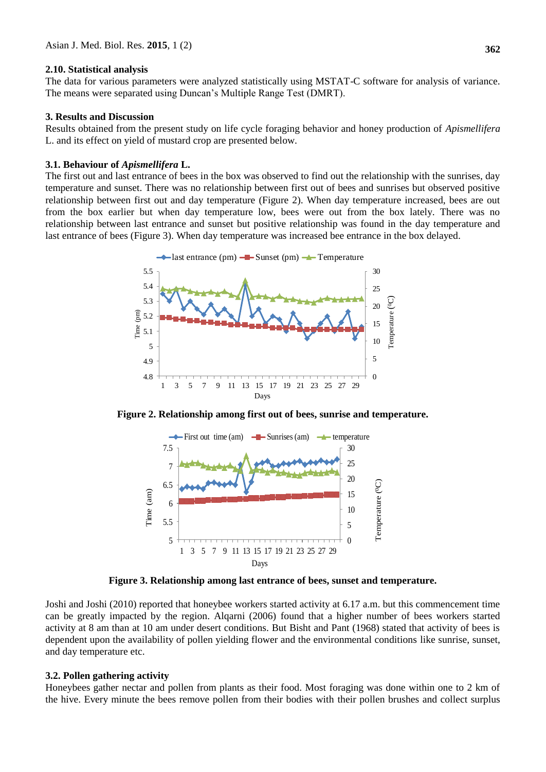### 2.10. Statistical analysis

The data for various parameters were analyzed statistically using MSTAT-C software for analysis of variance. The means were separated using Duncan's Multiple Range Test (DMRT).

## 3. Results and Discussion

Results obtained from the present study on life cycle foraging behavior and honey production of *Apismellifera* L. and its effect on yield of mustard crop are presented below.

### 3.1. Behaviour of *Apismellifera* L.

The first out and last entrance of bees in the box was observed to find out the relationship with the sunrises, day temperature and sunset. There was no relationship between first out of bees and sunrises but observed positive relationship between first out and day temperature (Figure 2). When day temperature increased, bees are out from the box earlier but when day temperature low, bees were out from the box lately. There was no relationship between last entrance and sunset but positive relationship was found in the day temperature and last entrance of bees (Figure 3). When day temperature was increased bee entrance in the box delayed.

last entrance (pm) Sunset (pm) Temperature

Time (pm)

5.5
5.4
5.3
5.2
5.1
5
4.9
4.8

Temperature (⁰C)

30
25
20
15
10
5
0

1 3 5 7 9 11 13 15 17 19 21 23 25 27 29

Days

**Figure 2. Relationship among first out of bees, sunrise and temperature.**

First out time (am) Sunrises (am) temperature

Time (am)

7.5
7
6.5
6
5.5
5

Temperature (⁰C)

30
25
20
15
10
5
0

1 3 5 7 9 11 13 15 17 19 21 23 25 27 29

Days

**Figure 3. Relationship among last entrance of bees, sunset and temperature.**

Joshi and Joshi (2010) reported that honeybee workers started activity at 6.17 a.m. but this commencement time can be greatly impacted by the region. Alqarni (2006) found that a higher number of bees workers started activity at 8 am than at 10 am under desert conditions. But Bisht and Pant (1968) stated that activity of bees is dependent upon the availability of pollen yielding flower and the environmental conditions like sunrise, sunset, and day temperature etc.

### 3.2. Pollen gathering activity

Honeybees gather nectar and pollen from plants as their food. Most foraging was done within one to 2 km of the hive. Every minute the bees remove pollen from their bodies with their pollen brushes and collect surplus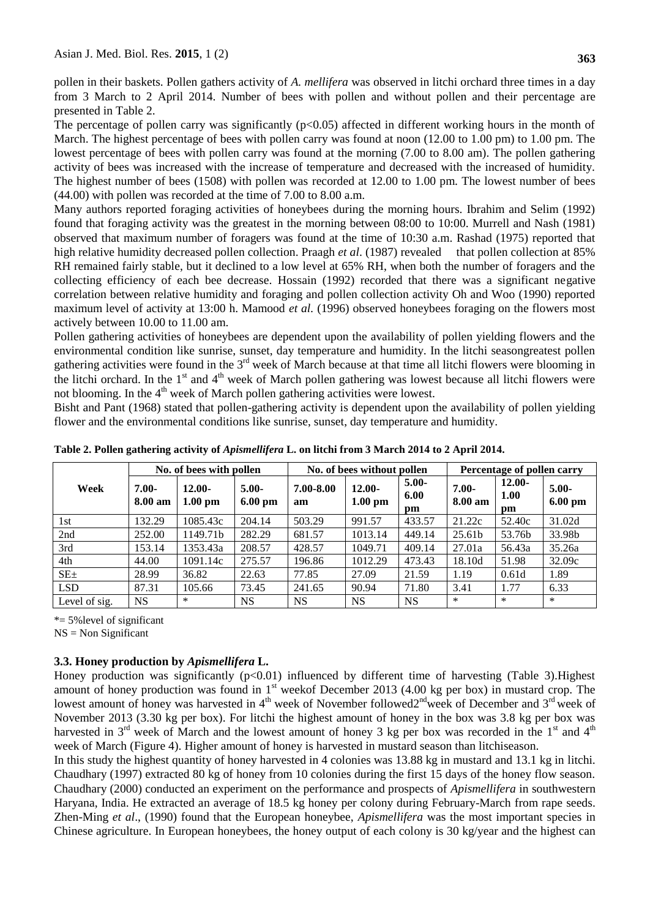pollen in their baskets. Pollen gathers activity of *A. mellifera* was observed in litchi orchard three times in a day from 3 March to 2 April 2014. Number of bees with pollen and without pollen and their percentage are presented in Table 2.

The percentage of pollen carry was significantly ($p<0.05$) affected in different working hours in the month of March. The highest percentage of bees with pollen carry was found at noon (12.00 to 1.00 pm) to 1.00 pm. The lowest percentage of bees with pollen carry was found at the morning (7.00 to 8.00 am). The pollen gathering activity of bees was increased with the increase of temperature and decreased with the increased of humidity. The highest number of bees (1508) with pollen was recorded at 12.00 to 1.00 pm. The lowest number of bees (44.00) with pollen was recorded at the time of 7.00 to 8.00 a.m.

Many authors reported foraging activities of honeybees during the morning hours. Ibrahim and Selim (1992) found that foraging activity was the greatest in the morning between 08:00 to 10:00. Murrell and Nash (1981) observed that maximum number of foragers was found at the time of 10:30 a.m. Rashad (1975) reported that high relative humidity decreased pollen collection. Praagh *et al*. (1987) revealed that pollen collection at 85% RH remained fairly stable, but it declined to a low level at 65% RH, when both the number of foragers and the collecting efficiency of each bee decrease. Hossain (1992) recorded that there was a significant negative correlation between relative humidity and foraging and pollen collection activity Oh and Woo (1990) reported maximum level of activity at 13:00 h. Mamood *et al.* (1996) observed honeybees foraging on the flowers most actively between 10.00 to 11.00 am.

Pollen gathering activities of honeybees are dependent upon the availability of pollen yielding flowers and the environmental condition like sunrise, sunset, day temperature and humidity. In the litchi seasongreatest pollen gathering activities were found in the 3rd week of March because at that time all litchi flowers were blooming in the litchi orchard. In the 1st and 4th week of March pollen gathering was lowest because all litchi flowers were not blooming. In the 4th week of March pollen gathering activities were lowest.

Bisht and Pant (1968) stated that pollen-gathering activity is dependent upon the availability of pollen yielding flower and the environmental conditions like sunrise, sunset, day temperature and humidity.

**Table 2. Pollen gathering activity of *Apismellifera* L. on litchi from 3 March 2014 to 2 April 2014.**

| Week | No. of bees with pollen | | | No. of bees without pollen | | | Percentage of pollen carry | | |
|---|---|---|---|---|---|---|---|---|---|
| | 7.00-8.00 am | 12.00-1.00 pm | 5.00-6.00 pm | 7.00-8.00 am | 12.00-1.00 pm | 5.00-6.00 pm | 7.00-8.00 am | 12.00-1.00 pm | 5.00-6.00 pm |
| 1st | 132.29 | 1085.43c | 204.14 | 503.29 | 991.57 | 433.57 | 21.22c | 52.40c | 31.02d |
| 2nd | 252.00 | 1149.71b | 282.29 | 681.57 | 1013.14 | 449.14 | 25.61b | 53.76b | 33.98b |
| 3rd | 153.14 | 1353.43a | 208.57 | 428.57 | 1049.71 | 409.14 | 27.01a | 56.43a | 35.26a |
| 4th | 44.00 | 1091.14c | 275.57 | 196.86 | 1012.29 | 473.43 | 18.10d | 51.98 | 32.09c |
| SE± | 28.99 | 36.82 | 22.63 | 77.85 | 27.09 | 21.59 | 1.19 | 0.61d | 1.89 |
| LSD | 87.31 | 105.66 | 73.45 | 241.65 | 90.94 | 71.80 | 3.41 | 1.77 | 6.33 |
| Level of sig. | NS | * | NS | NS | NS | NS | * | * | * |

*= 5%level of significant

NS = Non Significant

### 3.3. Honey production by *Apismellifera* L.

Honey production was significantly ($p<0.01$) influenced by different time of harvesting (Table 3).Highest amount of honey production was found in 1st weekof December 2013 (4.00 kg per box) in mustard crop. The lowest amount of honey was harvested in 4th week of November followed2ndweek of December and 3rd week of November 2013 (3.30 kg per box). For litchi the highest amount of honey in the box was 3.8 kg per box was harvested in 3rd week of March and the lowest amount of honey 3 kg per box was recorded in the 1st and 4th week of March (Figure 4). Higher amount of honey is harvested in mustard season than litchiseason.

In this study the highest quantity of honey harvested in 4 colonies was 13.88 kg in mustard and 13.1 kg in litchi. Chaudhary (1997) extracted 80 kg of honey from 10 colonies during the first 15 days of the honey flow season. Chaudhary (2000) conducted an experiment on the performance and prospects of *Apismellifera* in southwestern Haryana, India. He extracted an average of 18.5 kg honey per colony during February-March from rape seeds. Zhen-Ming *et al*., (1990) found that the European honeybee, *Apismellifera* was the most important species in Chinese agriculture. In European honeybees, the honey output of each colony is 30 kg/year and the highest can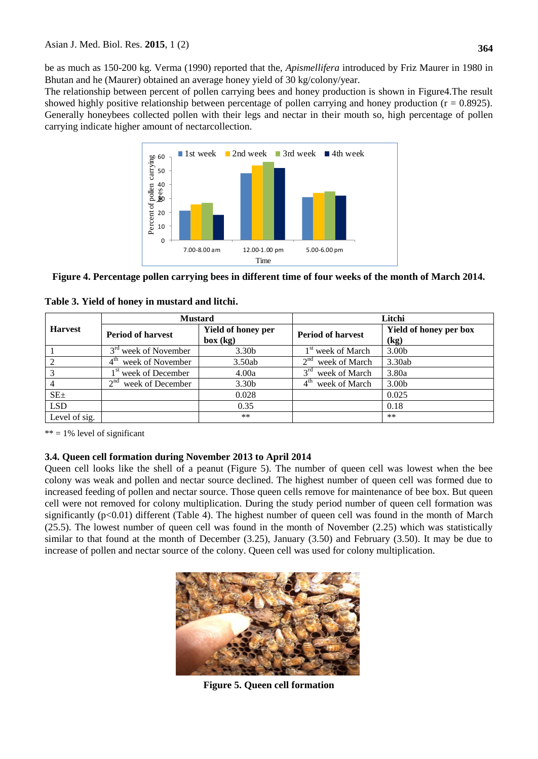be as much as 150-200 kg. Verma (1990) reported that the, *Apismellifera* introduced by Friz Maurer in 1980 in Bhutan and he (Maurer) obtained an average honey yield of 30 kg/colony/year.

The relationship between percent of pollen carrying bees and honey production is shown in Figure4.The result showed highly positive relationship between percentage of pollen carrying and honey production (r = 0.8925). Generally honeybees collected pollen with their legs and nectar in their mouth so, high percentage of pollen carrying indicate higher amount of nectarcollection.

1st week
2nd week
3rd week
4th week

Percent of pollen carrying bees

0
10
20
30
40
50
60

7.00-8.00 am
12.00-1.00 pm
5.00-6.00 pm

Time

**Figure 4. Percentage pollen carrying bees in different time of four weeks of the month of March 2014.**

**Table 3. Yield of honey in mustard and litchi.**

| **Harvest** | **Mustard** | | **Litchi** | |
|---|---|---|---|---|
| | **Period of harvest** | **Yield of honey per box (kg)** | **Period of harvest** | **Yield of honey per box (kg)** |
| 1 | 3rd week of November | 3.30b | 1st week of March | 3.00b |
| 2 | 4th week of November | 3.50ab | 2nd week of March | 3.30ab |
| 3 | 1st week of December | 4.00a | 3rd week of March | 3.80a |
| 4 | 2nd week of December | 3.30b | 4th week of March | 3.00b |
| SE± | | 0.028 | | 0.025 |
| LSD | | 0.35 | | 0.18 |
| Level of sig. | | ** | | ** |

** = 1% level of significant

### 3.4. Queen cell formation during November 2013 to April 2014

Queen cell looks like the shell of a peanut (Figure 5). The number of queen cell was lowest when the bee colony was weak and pollen and nectar source declined. The highest number of queen cell was formed due to increased feeding of pollen and nectar source. Those queen cells remove for maintenance of bee box. But queen cell were not removed for colony multiplication. During the study period number of queen cell formation was significantly ($p<0.01$) different (Table 4). The highest number of queen cell was found in the month of March (25.5). The lowest number of queen cell was found in the month of November (2.25) which was statistically similar to that found at the month of December (3.25), January (3.50) and February (3.50). It may be due to increase of pollen and nectar source of the colony. Queen cell was used for colony multiplication.

**Figure 5. Queen cell formation**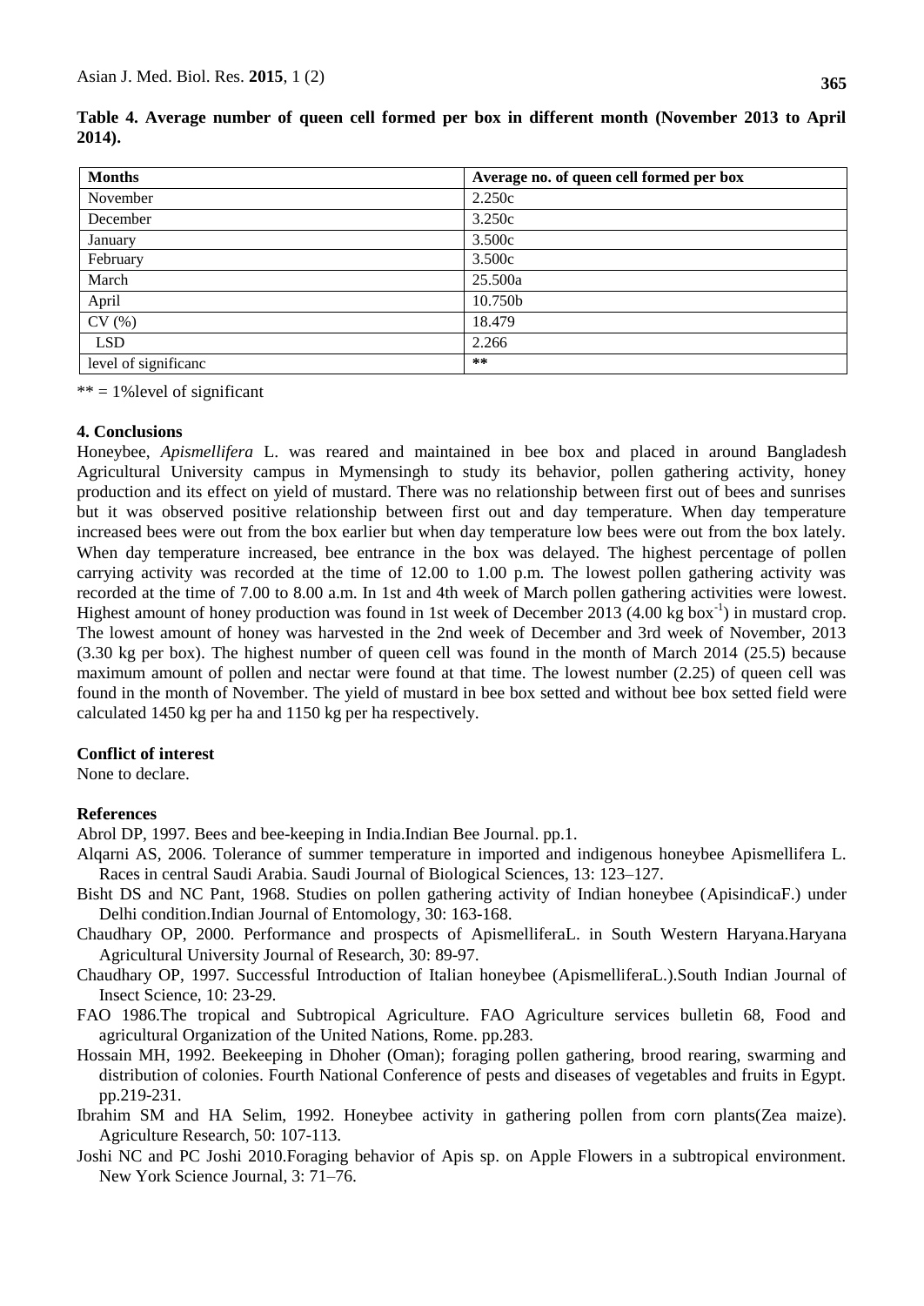**Table 4. Average number of queen cell formed per box in different month (November 2013 to April 2014).**

| Months | Average no. of queen cell formed per box |
|---|---|
| November | 2.250c |
| December | 3.250c |
| January | 3.500c |
| February | 3.500c |
| March | 25.500a |
| April | 10.750b |
| CV (%) | 18.479 |
| LSD | 2.266 |
| level of significanc | ** |

** = 1%level of significant

## 4. Conclusions

Honeybee, *Apismellifera* L. was reared and maintained in bee box and placed in around Bangladesh Agricultural University campus in Mymensingh to study its behavior, pollen gathering activity, honey production and its effect on yield of mustard. There was no relationship between first out of bees and sunrises but it was observed positive relationship between first out and day temperature. When day temperature increased bees were out from the box earlier but when day temperature low bees were out from the box lately. When day temperature increased, bee entrance in the box was delayed. The highest percentage of pollen carrying activity was recorded at the time of 12.00 to 1.00 p.m. The lowest pollen gathering activity was recorded at the time of 7.00 to 8.00 a.m. In 1st and 4th week of March pollen gathering activities were lowest. Highest amount of honey production was found in 1st week of December 2013 (4.00 kg box$^{-1}$) in mustard crop. The lowest amount of honey was harvested in the 2nd week of December and 3rd week of November, 2013 (3.30 kg per box). The highest number of queen cell was found in the month of March 2014 (25.5) because maximum amount of pollen and nectar were found at that time. The lowest number (2.25) of queen cell was found in the month of November. The yield of mustard in bee box setted and without bee box setted field were calculated 1450 kg per ha and 1150 kg per ha respectively.

### Conflict of interest

None to declare.

### References

Abrol DP, 1997. Bees and bee-keeping in India.Indian Bee Journal. pp.1.

Alqarni AS, 2006. Tolerance of summer temperature in imported and indigenous honeybee Apismellifera L. Races in central Saudi Arabia. Saudi Journal of Biological Sciences, 13: 123–127.

Bisht DS and NC Pant, 1968. Studies on pollen gathering activity of Indian honeybee (ApisindicaF.) under Delhi condition.Indian Journal of Entomology, 30: 163-168.

Chaudhary OP, 2000. Performance and prospects of ApismelliferaL. in South Western Haryana.Haryana Agricultural University Journal of Research, 30: 89-97.

Chaudhary OP, 1997. Successful Introduction of Italian honeybee (ApismelliferaL.).South Indian Journal of Insect Science, 10: 23-29.

FAO 1986.The tropical and Subtropical Agriculture. FAO Agriculture services bulletin 68, Food and agricultural Organization of the United Nations, Rome. pp.283.

Hossain MH, 1992. Beekeeping in Dhoher (Oman); foraging pollen gathering, brood rearing, swarming and distribution of colonies. Fourth National Conference of pests and diseases of vegetables and fruits in Egypt. pp.219-231.

Ibrahim SM and HA Selim, 1992. Honeybee activity in gathering pollen from corn plants(Zea maize). Agriculture Research, 50: 107-113.

Joshi NC and PC Joshi 2010.Foraging behavior of Apis sp. on Apple Flowers in a subtropical environment. New York Science Journal, 3: 71–76.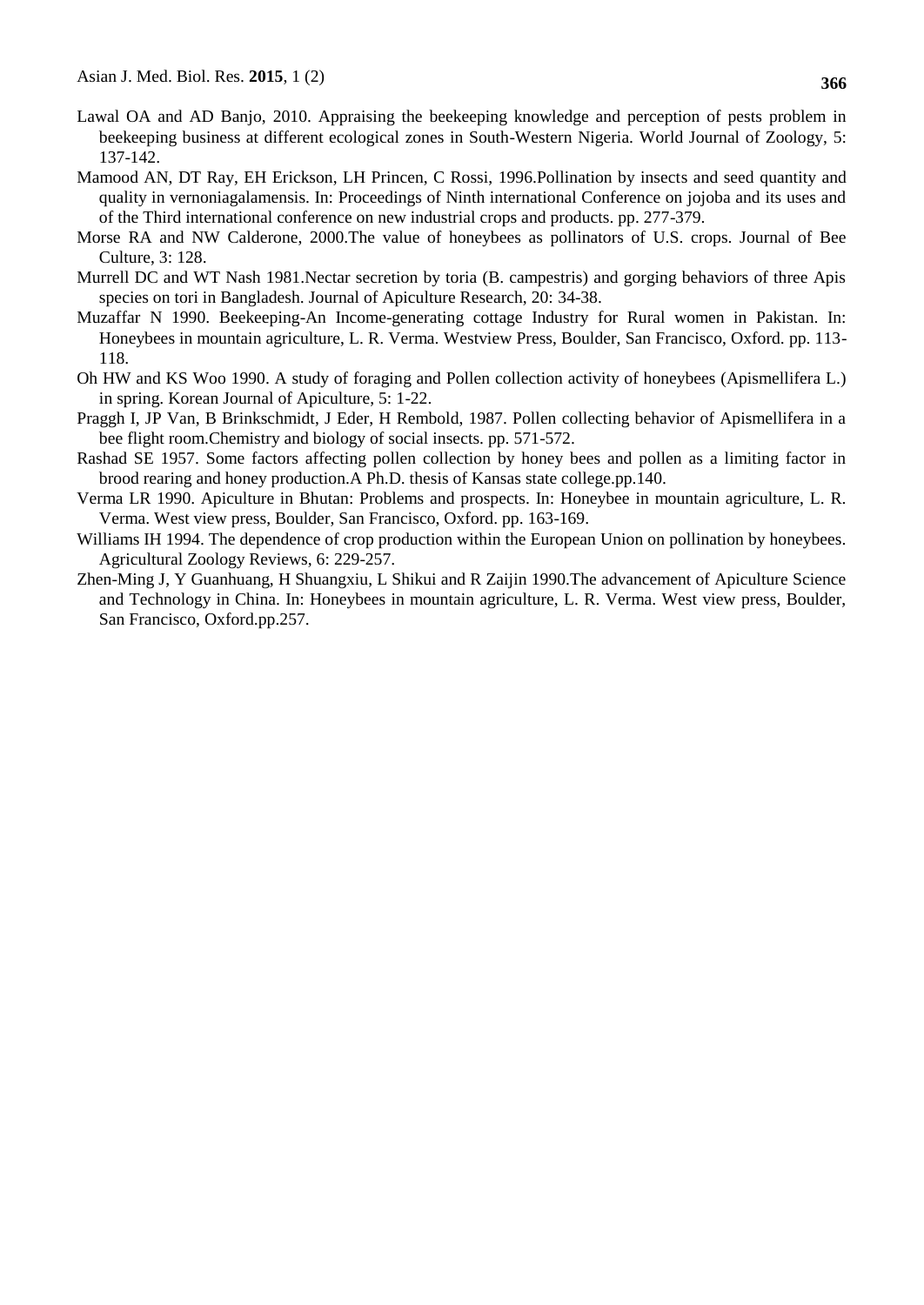Lawal OA and AD Banjo, 2010. Appraising the beekeeping knowledge and perception of pests problem in beekeeping business at different ecological zones in South-Western Nigeria. World Journal of Zoology, 5: 137-142.

Mamood AN, DT Ray, EH Erickson, LH Princen, C Rossi, 1996.Pollination by insects and seed quantity and quality in vernoniagalamensis. In: Proceedings of Ninth international Conference on jojoba and its uses and of the Third international conference on new industrial crops and products. pp. 277-379.

Morse RA and NW Calderone, 2000.The value of honeybees as pollinators of U.S. crops. Journal of Bee Culture, 3: 128.

Murrell DC and WT Nash 1981.Nectar secretion by toria (B. campestris) and gorging behaviors of three Apis species on tori in Bangladesh. Journal of Apiculture Research, 20: 34-38.

Muzaffar N 1990. Beekeeping-An Income-generating cottage Industry for Rural women in Pakistan. In: Honeybees in mountain agriculture, L. R. Verma. Westview Press, Boulder, San Francisco, Oxford. pp. 113-118.

Oh HW and KS Woo 1990. A study of foraging and Pollen collection activity of honeybees (Apismellifera L.) in spring. Korean Journal of Apiculture, 5: 1-22.

Praggh I, JP Van, B Brinkschmidt, J Eder, H Rembold, 1987. Pollen collecting behavior of Apismellifera in a bee flight room.Chemistry and biology of social insects. pp. 571-572.

Rashad SE 1957. Some factors affecting pollen collection by honey bees and pollen as a limiting factor in brood rearing and honey production.A Ph.D. thesis of Kansas state college.pp.140.

Verma LR 1990. Apiculture in Bhutan: Problems and prospects. In: Honeybee in mountain agriculture, L. R. Verma. West view press, Boulder, San Francisco, Oxford. pp. 163-169.

Williams IH 1994. The dependence of crop production within the European Union on pollination by honeybees. Agricultural Zoology Reviews, 6: 229-257.

Zhen-Ming J, Y Guanhuang, H Shuangxiu, L Shikui and R Zaijin 1990.The advancement of Apiculture Science and Technology in China. In: Honeybees in mountain agriculture, L. R. Verma. West view press, Boulder, San Francisco, Oxford.pp.257.